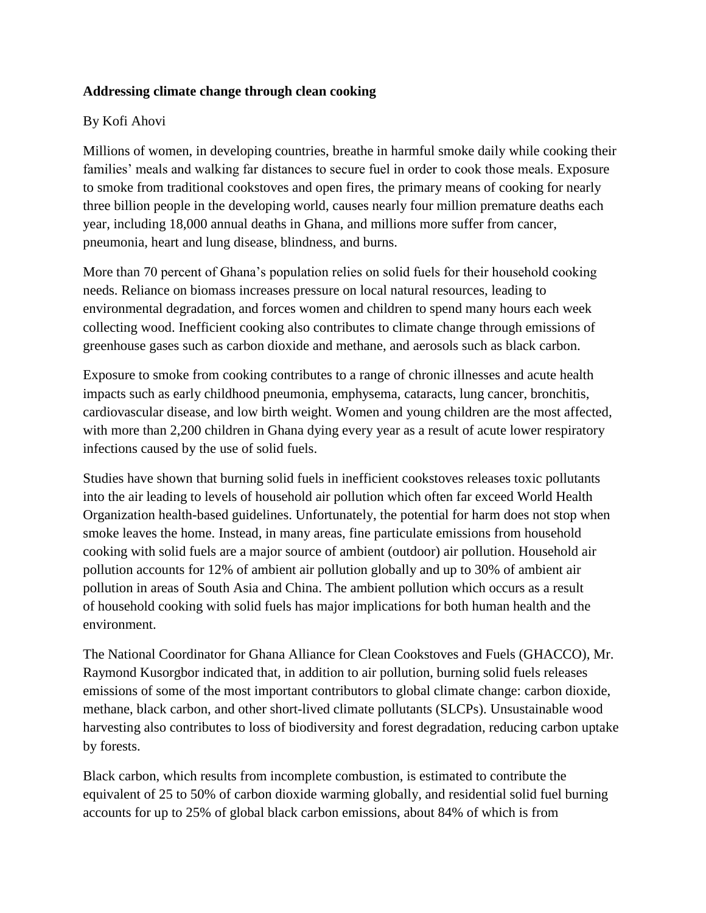**Addressing climate change through clean cooking**

By Kofi Ahovi

Millions of women, in developing countries, breathe in harmful smoke daily while cooking their families' meals and walking far distances to secure fuel in order to cook those meals. Exposure to smoke from traditional cookstoves and open fires, the primary means of cooking for nearly three billion people in the developing world, causes nearly four million premature deaths each year, including 18,000 annual deaths in Ghana, and millions more suffer from cancer, pneumonia, heart and lung disease, blindness, and burns.

More than 70 percent of Ghana's population relies on solid fuels for their household cooking needs. Reliance on biomass increases pressure on local natural resources, leading to environmental degradation, and forces women and children to spend many hours each week collecting wood. Inefficient cooking also contributes to climate change through emissions of greenhouse gases such as carbon dioxide and methane, and aerosols such as black carbon.

Exposure to smoke from cooking contributes to a range of chronic illnesses and acute health impacts such as early childhood pneumonia, emphysema, cataracts, lung cancer, bronchitis, cardiovascular disease, and low birth weight. Women and young children are the most affected, with more than 2,200 children in Ghana dying every year as a result of acute lower respiratory infections caused by the use of solid fuels.

Studies have shown that burning solid fuels in inefficient cookstoves releases toxic pollutants into the air leading to levels of household air pollution which often far exceed World Health Organization health-based guidelines. Unfortunately, the potential for harm does not stop when smoke leaves the home. Instead, in many areas, fine particulate emissions from household cooking with solid fuels are a major source of ambient (outdoor) air pollution. Household air pollution accounts for 12% of ambient air pollution globally and up to 30% of ambient air pollution in areas of South Asia and China. The ambient pollution which occurs as a result of household cooking with solid fuels has major implications for both human health and the environment.

The National Coordinator for Ghana Alliance for Clean Cookstoves and Fuels (GHACCO), Mr. Raymond Kusorgbor indicated that, in addition to air pollution, burning solid fuels releases emissions of some of the most important contributors to global climate change: carbon dioxide, methane, black carbon, and other short-lived climate pollutants (SLCPs). Unsustainable wood harvesting also contributes to loss of biodiversity and forest degradation, reducing carbon uptake by forests.

Black carbon, which results from incomplete combustion, is estimated to contribute the equivalent of 25 to 50% of carbon dioxide warming globally, and residential solid fuel burning accounts for up to 25% of global black carbon emissions, about 84% of which is from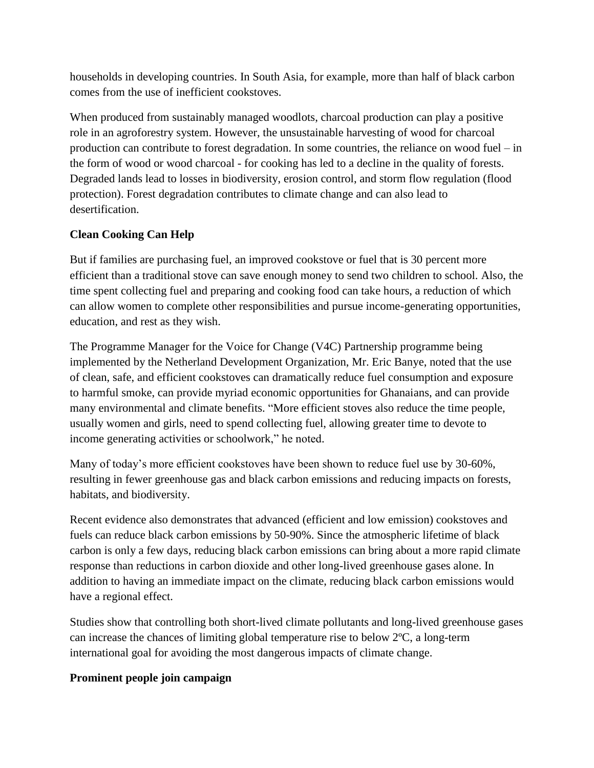households in developing countries. In South Asia, for example, more than half of black carbon comes from the use of inefficient cookstoves.

When produced from sustainably managed woodlots, charcoal production can play a positive role in an agroforestry system. However, the unsustainable harvesting of wood for charcoal production can contribute to forest degradation. In some countries, the reliance on wood fuel – in the form of wood or wood charcoal - for cooking has led to a decline in the quality of forests. Degraded lands lead to losses in biodiversity, erosion control, and storm flow regulation (flood protection). Forest degradation contributes to climate change and can also lead to desertification.

**Clean Cooking Can Help**

But if families are purchasing fuel, an improved cookstove or fuel that is 30 percent more efficient than a traditional stove can save enough money to send two children to school. Also, the time spent collecting fuel and preparing and cooking food can take hours, a reduction of which can allow women to complete other responsibilities and pursue income-generating opportunities, education, and rest as they wish.

The Programme Manager for the Voice for Change (V4C) Partnership programme being implemented by the Netherland Development Organization, Mr. Eric Banye, noted that the use of clean, safe, and efficient cookstoves can dramatically reduce fuel consumption and exposure to harmful smoke, can provide myriad economic opportunities for Ghanaians, and can provide many environmental and climate benefits. "More efficient stoves also reduce the time people, usually women and girls, need to spend collecting fuel, allowing greater time to devote to income generating activities or schoolwork," he noted.

Many of today's more efficient cookstoves have been shown to reduce fuel use by 30-60%, resulting in fewer greenhouse gas and black carbon emissions and reducing impacts on forests, habitats, and biodiversity.

Recent evidence also demonstrates that advanced (efficient and low emission) cookstoves and fuels can reduce black carbon emissions by 50-90%. Since the atmospheric lifetime of black carbon is only a few days, reducing black carbon emissions can bring about a more rapid climate response than reductions in carbon dioxide and other long-lived greenhouse gases alone. In addition to having an immediate impact on the climate, reducing black carbon emissions would have a regional effect.

Studies show that controlling both short-lived climate pollutants and long-lived greenhouse gases can increase the chances of limiting global temperature rise to below 2ºC, a long-term international goal for avoiding the most dangerous impacts of climate change.

**Prominent people join campaign**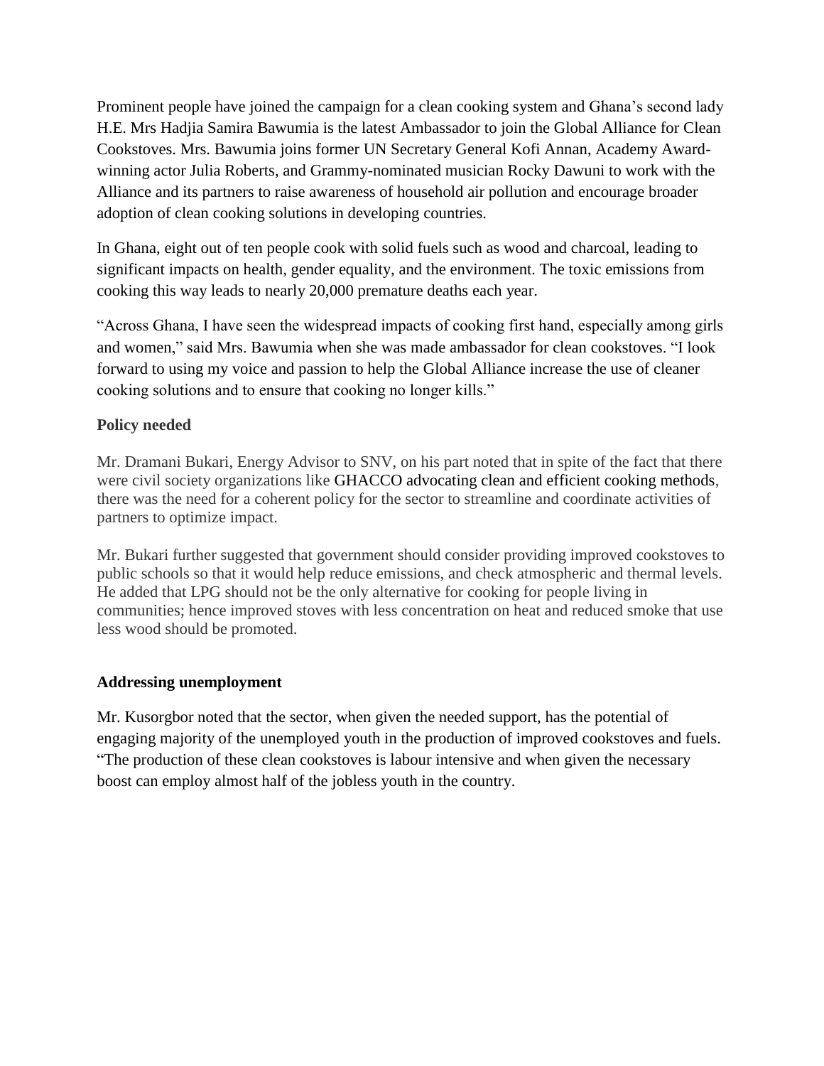Prominent people have joined the campaign for a clean cooking system and Ghana's second lady H.E. Mrs Hadjia Samira Bawumia is the latest Ambassador to join the Global Alliance for Clean Cookstoves. Mrs. Bawumia joins former UN Secretary General Kofi Annan, Academy Award-winning actor Julia Roberts, and Grammy-nominated musician Rocky Dawuni to work with the Alliance and its partners to raise awareness of household air pollution and encourage broader adoption of clean cooking solutions in developing countries.

In Ghana, eight out of ten people cook with solid fuels such as wood and charcoal, leading to significant impacts on health, gender equality, and the environment. The toxic emissions from cooking this way leads to nearly 20,000 premature deaths each year.

"Across Ghana, I have seen the widespread impacts of cooking first hand, especially among girls and women," said Mrs. Bawumia when she was made ambassador for clean cookstoves. "I look forward to using my voice and passion to help the Global Alliance increase the use of cleaner cooking solutions and to ensure that cooking no longer kills."

**Policy needed**

Mr. Dramani Bukari, Energy Advisor to SNV, on his part noted that in spite of the fact that there were civil society organizations like GHACCO advocating clean and efficient cooking methods, there was the need for a coherent policy for the sector to streamline and coordinate activities of partners to optimize impact.

Mr. Bukari further suggested that government should consider providing improved cookstoves to public schools so that it would help reduce emissions, and check atmospheric and thermal levels. He added that LPG should not be the only alternative for cooking for people living in communities; hence improved stoves with less concentration on heat and reduced smoke that use less wood should be promoted.

**Addressing unemployment**

Mr. Kusorgbor noted that the sector, when given the needed support, has the potential of engaging majority of the unemployed youth in the production of improved cookstoves and fuels. "The production of these clean cookstoves is labour intensive and when given the necessary boost can employ almost half of the jobless youth in the country.